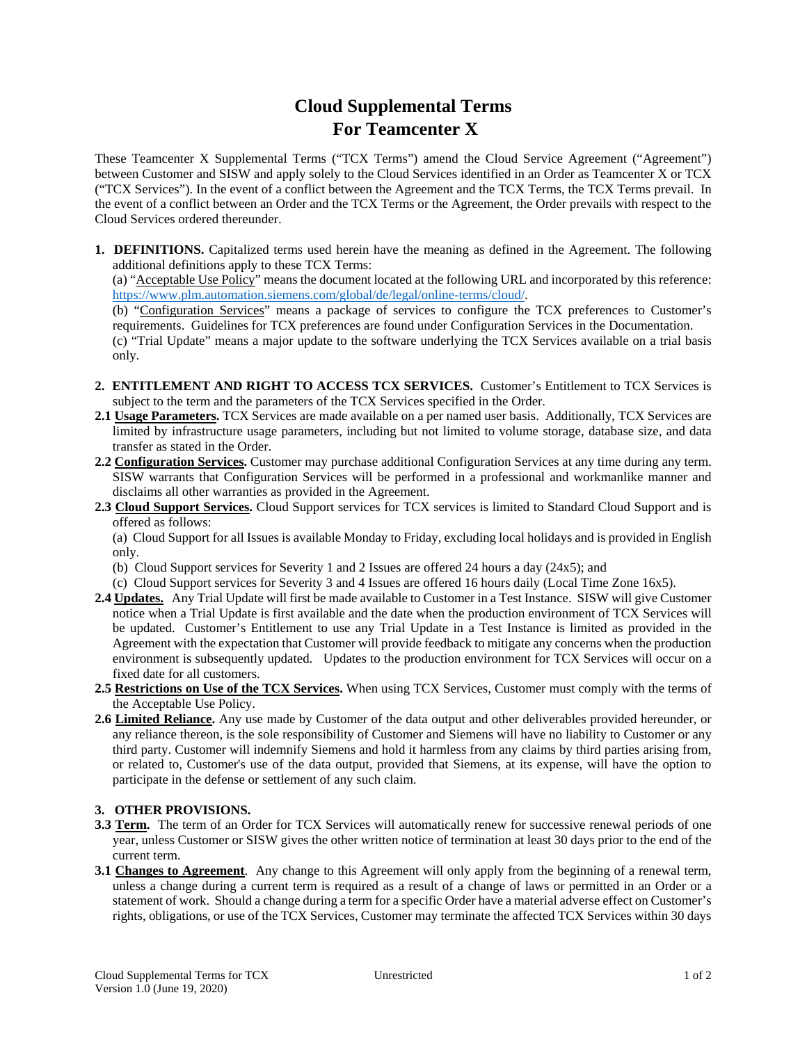# Cloud Supplemental Terms
# For Teamcenter X

These Teamcenter X Supplemental Terms ("TCX Terms") amend the Cloud Service Agreement ("Agreement") between Customer and SISW and apply solely to the Cloud Services identified in an Order as Teamcenter X or TCX ("TCX Services"). In the event of a conflict between the Agreement and the TCX Terms, the TCX Terms prevail. In the event of a conflict between an Order and the TCX Terms or the Agreement, the Order prevails with respect to the Cloud Services ordered thereunder.

**1. DEFINITIONS.** Capitalized terms used herein have the meaning as defined in the Agreement. The following additional definitions apply to these TCX Terms:

(a) "Acceptable Use Policy" means the document located at the following URL and incorporated by this reference: https://www.plm.automation.siemens.com/global/de/legal/online-terms/cloud/.

(b) "Configuration Services" means a package of services to configure the TCX preferences to Customer's requirements. Guidelines for TCX preferences are found under Configuration Services in the Documentation.

(c) "Trial Update" means a major update to the software underlying the TCX Services available on a trial basis only.

**2. ENTITLEMENT AND RIGHT TO ACCESS TCX SERVICES.** Customer's Entitlement to TCX Services is subject to the term and the parameters of the TCX Services specified in the Order.

**2.1 Usage Parameters.** TCX Services are made available on a per named user basis. Additionally, TCX Services are limited by infrastructure usage parameters, including but not limited to volume storage, database size, and data transfer as stated in the Order.

**2.2 Configuration Services.** Customer may purchase additional Configuration Services at any time during any term. SISW warrants that Configuration Services will be performed in a professional and workmanlike manner and disclaims all other warranties as provided in the Agreement.

**2.3 Cloud Support Services.** Cloud Support services for TCX services is limited to Standard Cloud Support and is offered as follows:

(a) Cloud Support for all Issues is available Monday to Friday, excluding local holidays and is provided in English only.

(b) Cloud Support services for Severity 1 and 2 Issues are offered 24 hours a day (24x5); and

(c) Cloud Support services for Severity 3 and 4 Issues are offered 16 hours daily (Local Time Zone 16x5).

**2.4 Updates.** Any Trial Update will first be made available to Customer in a Test Instance. SISW will give Customer notice when a Trial Update is first available and the date when the production environment of TCX Services will be updated. Customer's Entitlement to use any Trial Update in a Test Instance is limited as provided in the Agreement with the expectation that Customer will provide feedback to mitigate any concerns when the production environment is subsequently updated. Updates to the production environment for TCX Services will occur on a fixed date for all customers.

**2.5 Restrictions on Use of the TCX Services.** When using TCX Services, Customer must comply with the terms of the Acceptable Use Policy.

**2.6 Limited Reliance.** Any use made by Customer of the data output and other deliverables provided hereunder, or any reliance thereon, is the sole responsibility of Customer and Siemens will have no liability to Customer or any third party. Customer will indemnify Siemens and hold it harmless from any claims by third parties arising from, or related to, Customer's use of the data output, provided that Siemens, at its expense, will have the option to participate in the defense or settlement of any such claim.

**3. OTHER PROVISIONS.**

**3.3 Term.** The term of an Order for TCX Services will automatically renew for successive renewal periods of one year, unless Customer or SISW gives the other written notice of termination at least 30 days prior to the end of the current term.

**3.1 Changes to Agreement**. Any change to this Agreement will only apply from the beginning of a renewal term, unless a change during a current term is required as a result of a change of laws or permitted in an Order or a statement of work. Should a change during a term for a specific Order have a material adverse effect on Customer's rights, obligations, or use of the TCX Services, Customer may terminate the affected TCX Services within 30 days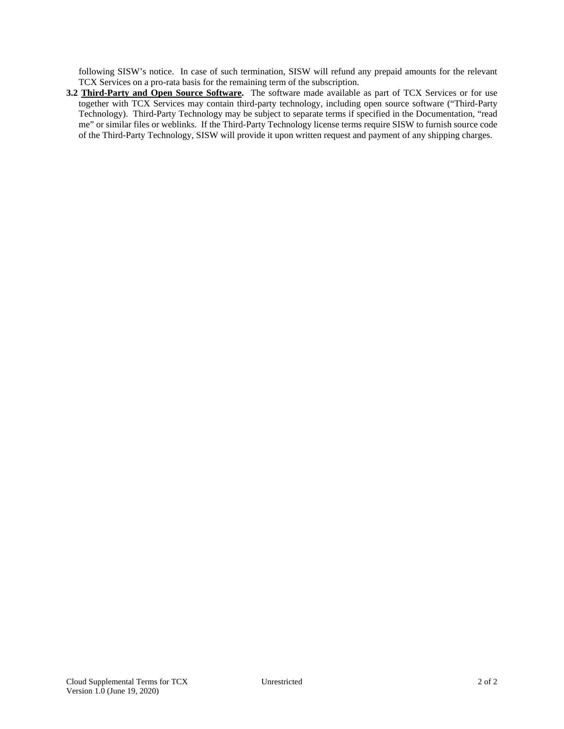following SISW's notice. In case of such termination, SISW will refund any prepaid amounts for the relevant TCX Services on a pro-rata basis for the remaining term of the subscription.

**3.2 <u>Third-Party and Open Source Software</u>.** The software made available as part of TCX Services or for use together with TCX Services may contain third-party technology, including open source software ("Third-Party Technology). Third-Party Technology may be subject to separate terms if specified in the Documentation, "read me" or similar files or weblinks. If the Third-Party Technology license terms require SISW to furnish source code of the Third-Party Technology, SISW will provide it upon written request and payment of any shipping charges.